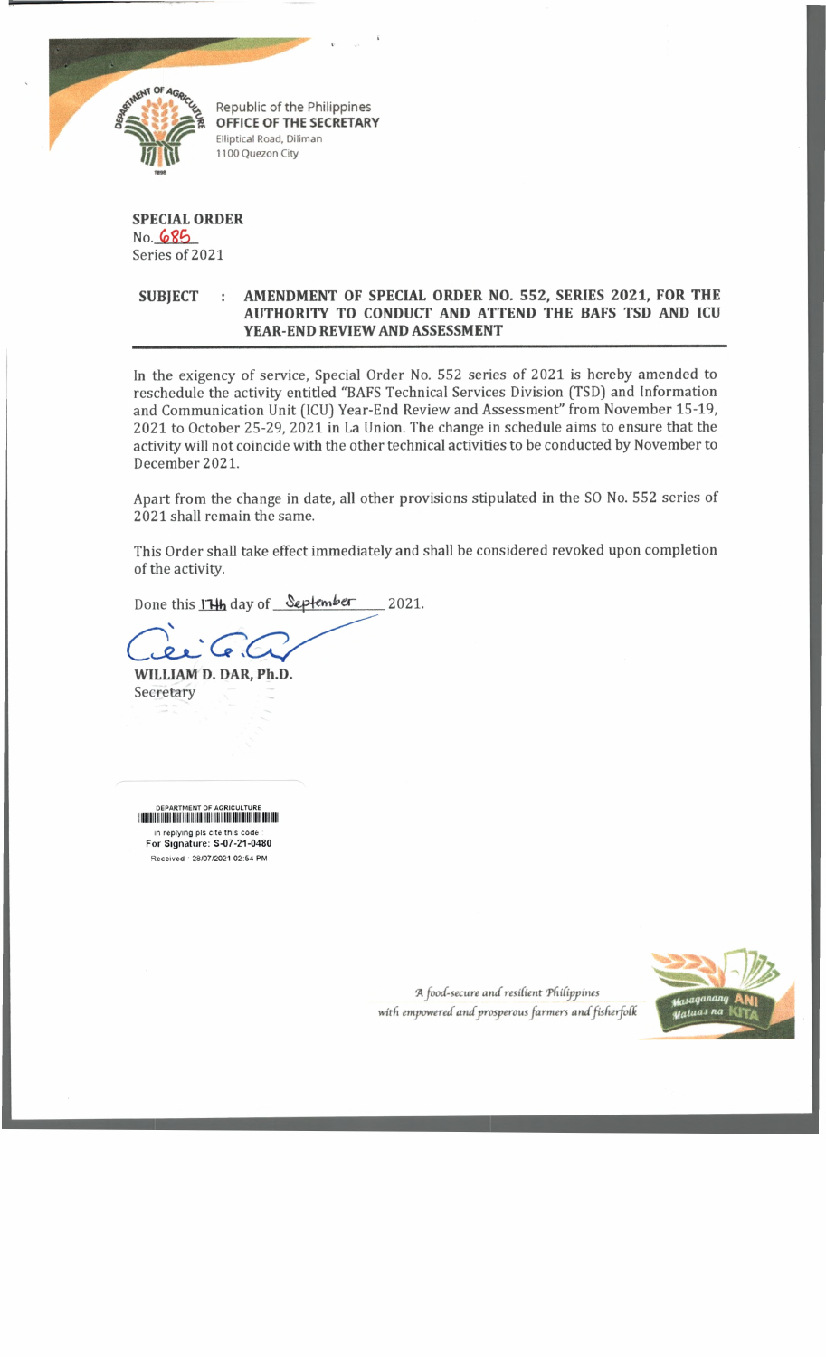Republic of the Philippines
**OFFICE OF THE SECRETARY**
Elliptical Road, Diliman
1100 Quezon City

**SPECIAL ORDER**
No. 685
Series of 2021

**SUBJECT : AMENDMENT OF SPECIAL ORDER NO. 552, SERIES 2021, FOR THE AUTHORITY TO CONDUCT AND ATTEND THE BAFS TSD AND ICU YEAR-END REVIEW AND ASSESSMENT**

In the exigency of service, Special Order No. 552 series of 2021 is hereby amended to reschedule the activity entitled "BAFS Technical Services Division (TSD) and Information and Communication Unit (ICU) Year-End Review and Assessment" from November 15-19, 2021 to October 25-29, 2021 in La Union. The change in schedule aims to ensure that the activity will not coincide with the other technical activities to be conducted by November to December 2021.

Apart from the change in date, all other provisions stipulated in the SO No. 552 series of 2021 shall remain the same.

This Order shall take effect immediately and shall be considered revoked upon completion of the activity.

Done this 17th day of September 2021.

**WILLIAM D. DAR, Ph.D.**
Secretary

DEPARTMENT OF AGRICULTURE
in replying pls cite this code
For Signature: S-07-21-0480
Received : 28/07/2021 02:54 PM

*A food-secure and resilient Philippines with empowered and prosperous farmers and fisherfolk*

Masaganang ANI Mataas na KITA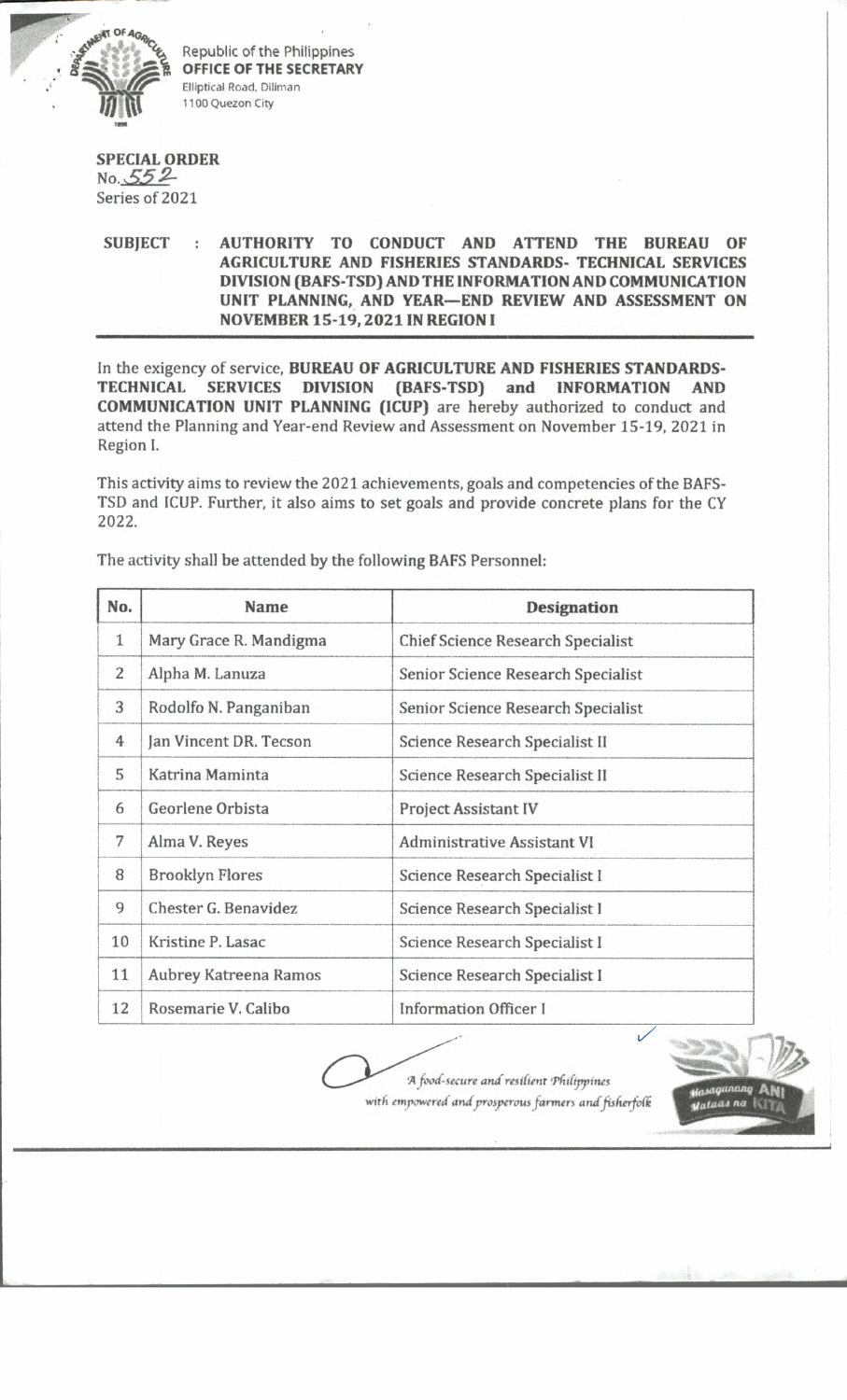Republic of the Philippines
**OFFICE OF THE SECRETARY**
Elliptical Road, Diliman
1100 Quezon City

**SPECIAL ORDER**
No. 552
Series of 2021

**SUBJECT : AUTHORITY TO CONDUCT AND ATTEND THE BUREAU OF AGRICULTURE AND FISHERIES STANDARDS- TECHNICAL SERVICES DIVISION (BAFS-TSD) AND THE INFORMATION AND COMMUNICATION UNIT PLANNING, AND YEAR—END REVIEW AND ASSESSMENT ON NOVEMBER 15-19, 2021 IN REGION I**

In the exigency of service, **BUREAU OF AGRICULTURE AND FISHERIES STANDARDS-TECHNICAL SERVICES DIVISION (BAFS-TSD) and INFORMATION AND COMMUNICATION UNIT PLANNING (ICUP)** are hereby authorized to conduct and attend the Planning and Year-end Review and Assessment on November 15-19, 2021 in Region I.

This activity aims to review the 2021 achievements, goals and competencies of the BAFS-TSD and ICUP. Further, it also aims to set goals and provide concrete plans for the CY 2022.

The activity shall be attended by the following BAFS Personnel:

| No. | Name | Designation |
|---|---|---|
| 1 | Mary Grace R. Mandigma | Chief Science Research Specialist |
| 2 | Alpha M. Lanuza | Senior Science Research Specialist |
| 3 | Rodolfo N. Panganiban | Senior Science Research Specialist |
| 4 | Jan Vincent DR. Tecson | Science Research Specialist II |
| 5 | Katrina Maminta | Science Research Specialist II |
| 6 | Georlene Orbista | Project Assistant IV |
| 7 | Alma V. Reyes | Administrative Assistant VI |
| 8 | Brooklyn Flores | Science Research Specialist I |
| 9 | Chester G. Benavidez | Science Research Specialist I |
| 10 | Kristine P. Lasac | Science Research Specialist I |
| 11 | Aubrey Katreena Ramos | Science Research Specialist I |
| 12 | Rosemarie V. Calibo | Information Officer I |

*A food-secure and resilient Philippines with empowered and prosperous farmers and fisherfolk*

Masaganang ANI Mataas na KITA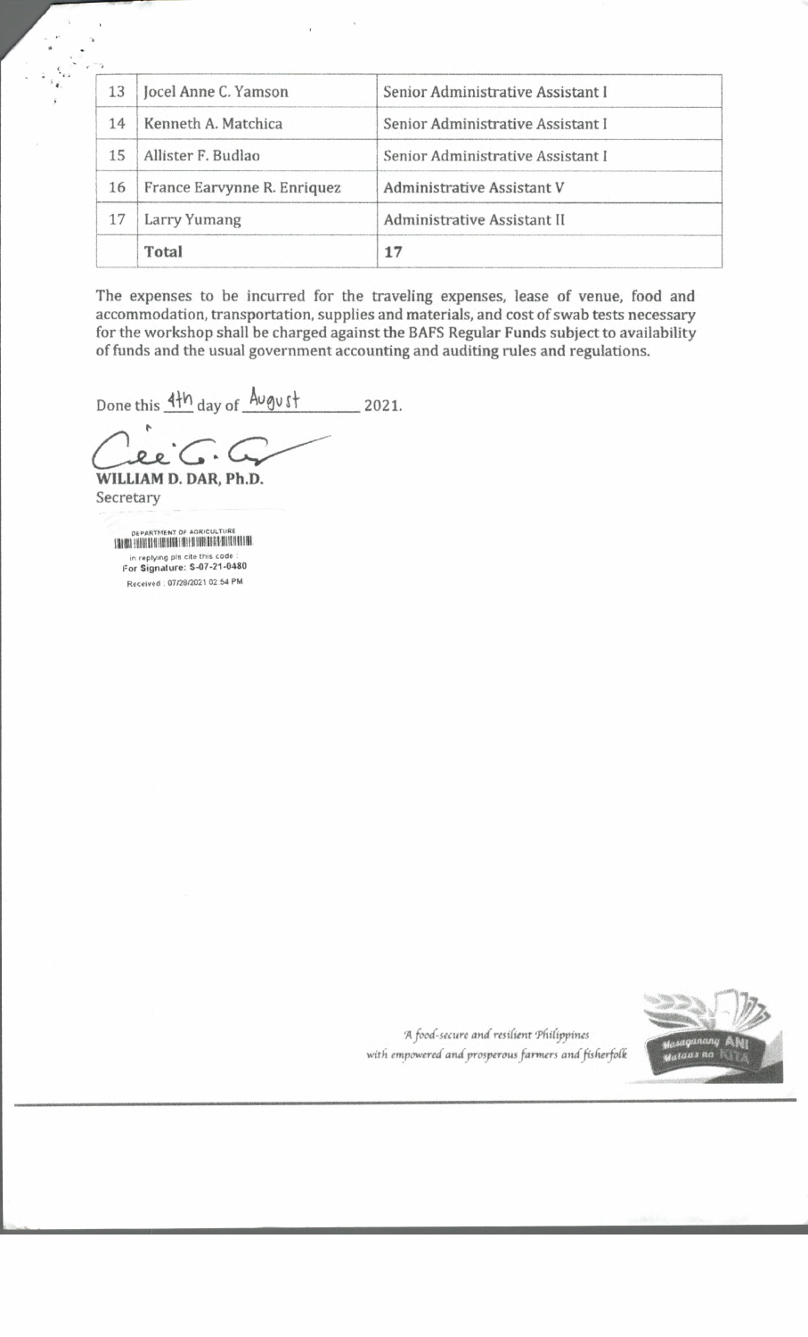| | | |
|---|---|---|
| 13 | Jocel Anne C. Yamson | Senior Administrative Assistant I |
| 14 | Kenneth A. Matchica | Senior Administrative Assistant I |
| 15 | Allister F. Budlao | Senior Administrative Assistant I |
| 16 | France Earvynne R. Enriquez | Administrative Assistant V |
| 17 | Larry Yumang | Administrative Assistant II |
| | **Total** | **17** |

The expenses to be incurred for the traveling expenses, lease of venue, food and accommodation, transportation, supplies and materials, and cost of swab tests necessary for the workshop shall be charged against the BAFS Regular Funds subject to availability of funds and the usual government accounting and auditing rules and regulations.

Done this 4th day of August 2021.

**WILLIAM D. DAR, Ph.D.**
Secretary

DEPARTMENT OF AGRICULTURE
in replying pls cite this code :
For Signature: S-07-21-0480
Received : 07/28/2021 02:54 PM

*A food-secure and resilient Philippines with empowered and prosperous farmers and fisherfolk*

Masaganang ANI Mataas na KITA